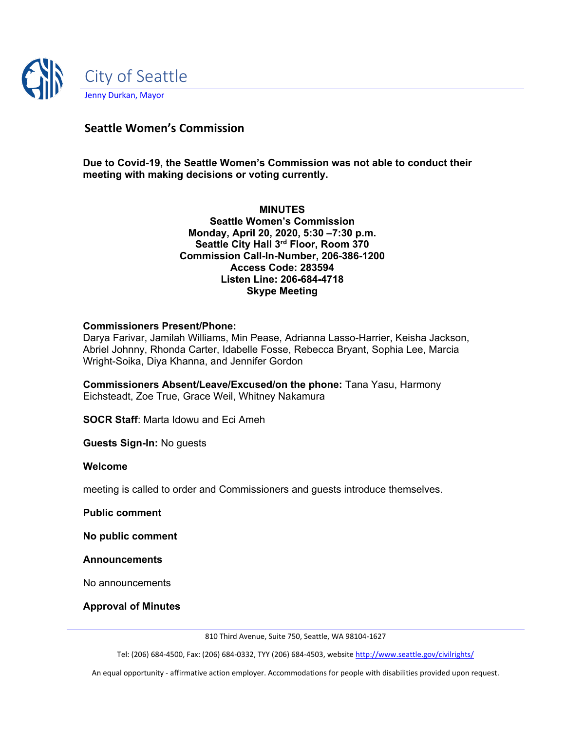City of Seattle

Jenny Durkan, Mayor

## Seattle Women's Commission

**Due to Covid-19, the Seattle Women's Commission was not able to conduct their meeting with making decisions or voting currently.**

**MINUTES**
**Seattle Women's Commission**
**Monday, April 20, 2020, 5:30 –7:30 p.m.**
**Seattle City Hall 3rd Floor, Room 370**
**Commission Call-In-Number, 206-386-1200**
**Access Code: 283594**
**Listen Line: 206-684-4718**
**Skype Meeting**

**Commissioners Present/Phone:**
Darya Farivar, Jamilah Williams, Min Pease, Adrianna Lasso-Harrier, Keisha Jackson, Abriel Johnny, Rhonda Carter, Idabelle Fosse, Rebecca Bryant, Sophia Lee, Marcia Wright-Soika, Diya Khanna, and Jennifer Gordon

**Commissioners Absent/Leave/Excused/on the phone:** Tana Yasu, Harmony Eichsteadt, Zoe True, Grace Weil, Whitney Nakamura

**SOCR Staff**: Marta Idowu and Eci Ameh

**Guests Sign-In:** No guests

**Welcome**

meeting is called to order and Commissioners and guests introduce themselves.

**Public comment**

**No public comment**

**Announcements**

No announcements

**Approval of Minutes**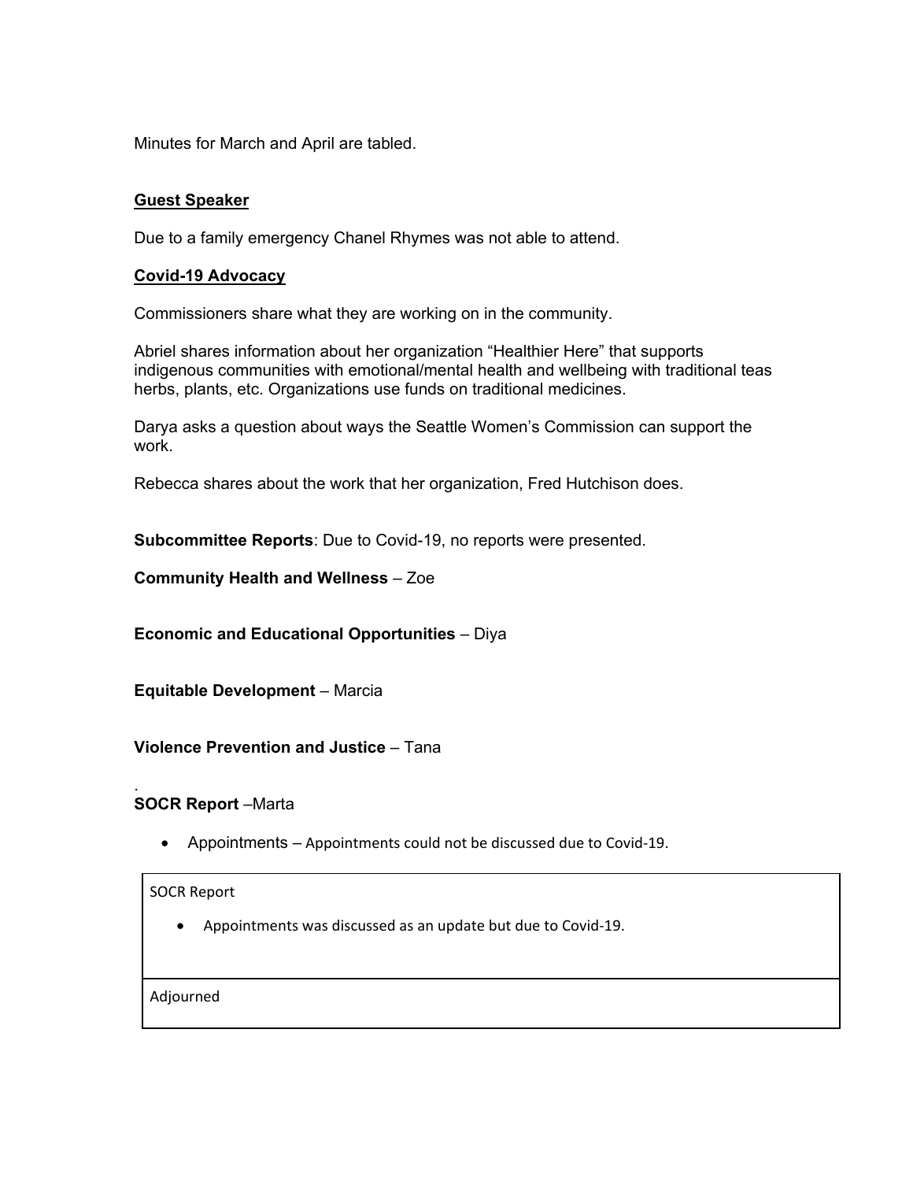Minutes for March and April are tabled.

**Guest Speaker**

Due to a family emergency Chanel Rhymes was not able to attend.

**Covid-19 Advocacy**

Commissioners share what they are working on in the community.

Abriel shares information about her organization "Healthier Here" that supports indigenous communities with emotional/mental health and wellbeing with traditional teas herbs, plants, etc. Organizations use funds on traditional medicines.

Darya asks a question about ways the Seattle Women's Commission can support the work.

Rebecca shares about the work that her organization, Fred Hutchison does.

**Subcommittee Reports**: Due to Covid-19, no reports were presented.

**Community Health and Wellness** – Zoe

**Economic and Educational Opportunities** – Diya

**Equitable Development** – Marcia

**Violence Prevention and Justice** – Tana

.
**SOCR Report** –Marta

- Appointments – Appointments could not be discussed due to Covid-19.

| |
|---|
| SOCR Report<br><br>- Appointments was discussed as an update but due to Covid-19. |
| Adjourned |